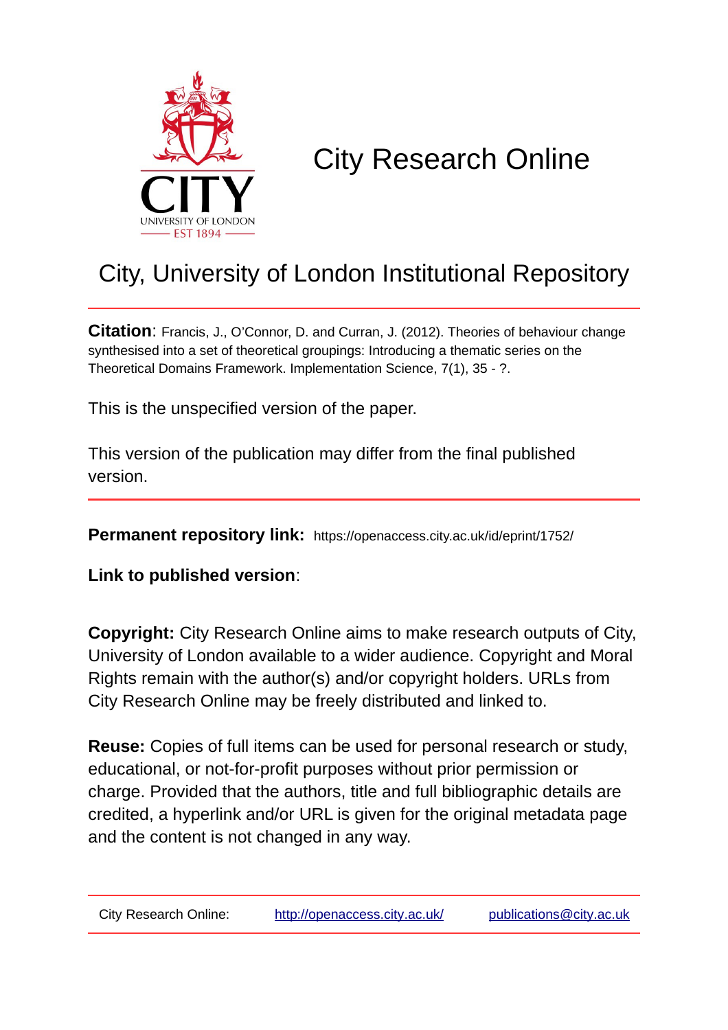# City Research Online

## City, University of London Institutional Repository

**Citation**: Francis, J., O'Connor, D. and Curran, J. (2012). Theories of behaviour change synthesised into a set of theoretical groupings: Introducing a thematic series on the Theoretical Domains Framework. Implementation Science, 7(1), 35 - ?.

This is the unspecified version of the paper.

This version of the publication may differ from the final published version.

**Permanent repository link:** https://openaccess.city.ac.uk/id/eprint/1752/

**Link to published version**:

**Copyright:** City Research Online aims to make research outputs of City, University of London available to a wider audience. Copyright and Moral Rights remain with the author(s) and/or copyright holders. URLs from City Research Online may be freely distributed and linked to.

**Reuse:** Copies of full items can be used for personal research or study, educational, or not-for-profit purposes without prior permission or charge. Provided that the authors, title and full bibliographic details are credited, a hyperlink and/or URL is given for the original metadata page and the content is not changed in any way.

City Research Online: http://openaccess.city.ac.uk/ publications@city.ac.uk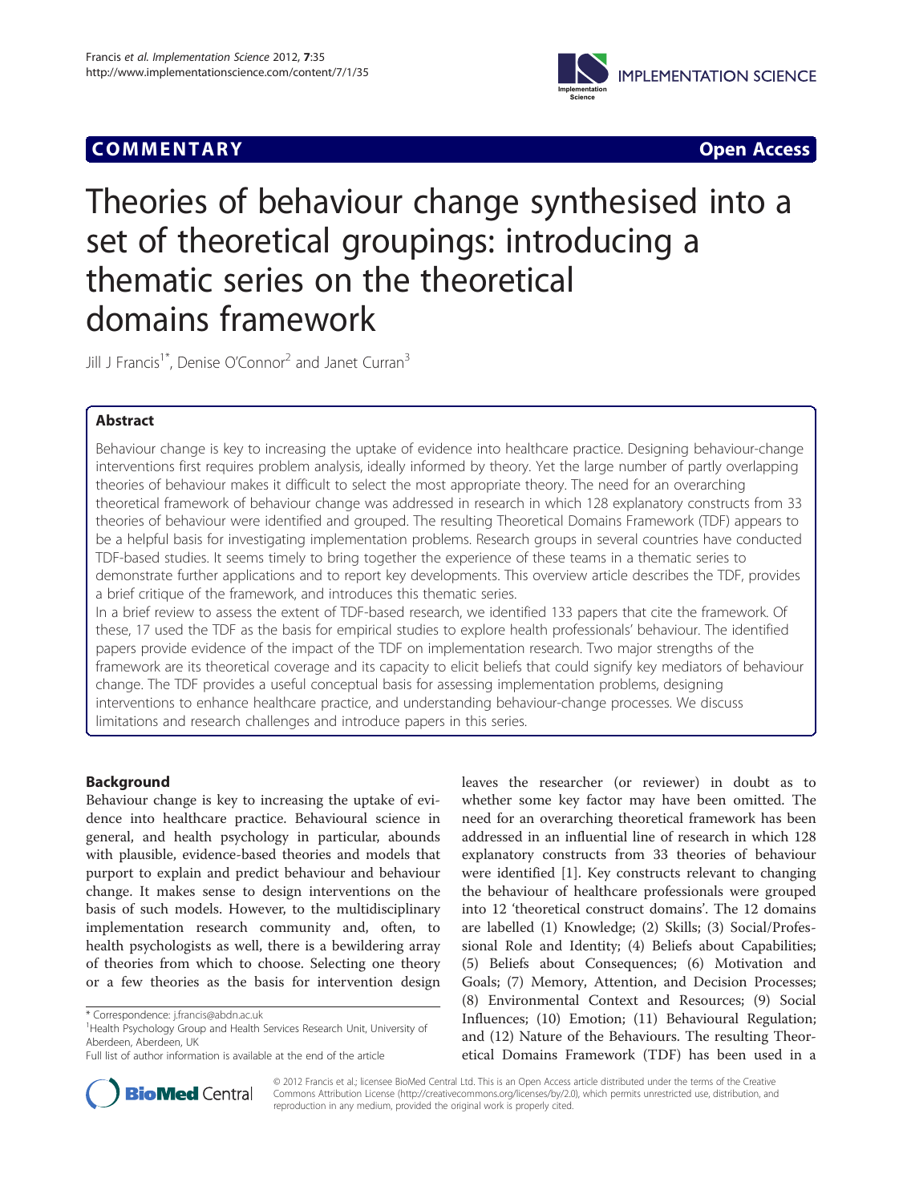# Theories of behaviour change synthesised into a set of theoretical groupings: introducing a thematic series on the theoretical domains framework

Jill J Francis[1*], Denise O'Connor[2] and Janet Curran[3]

## Abstract

Behaviour change is key to increasing the uptake of evidence into healthcare practice. Designing behaviour-change interventions first requires problem analysis, ideally informed by theory. Yet the large number of partly overlapping theories of behaviour makes it difficult to select the most appropriate theory. The need for an overarching theoretical framework of behaviour change was addressed in research in which 128 explanatory constructs from 33 theories of behaviour were identified and grouped. The resulting Theoretical Domains Framework (TDF) appears to be a helpful basis for investigating implementation problems. Research groups in several countries have conducted TDF-based studies. It seems timely to bring together the experience of these teams in a thematic series to demonstrate further applications and to report key developments. This overview article describes the TDF, provides a brief critique of the framework, and introduces this thematic series.

In a brief review to assess the extent of TDF-based research, we identified 133 papers that cite the framework. Of these, 17 used the TDF as the basis for empirical studies to explore health professionals' behaviour. The identified papers provide evidence of the impact of the TDF on implementation research. Two major strengths of the framework are its theoretical coverage and its capacity to elicit beliefs that could signify key mediators of behaviour change. The TDF provides a useful conceptual basis for assessing implementation problems, designing interventions to enhance healthcare practice, and understanding behaviour-change processes. We discuss limitations and research challenges and introduce papers in this series.

## Background

Behaviour change is key to increasing the uptake of evidence into healthcare practice. Behavioural science in general, and health psychology in particular, abounds with plausible, evidence-based theories and models that purport to explain and predict behaviour and behaviour change. It makes sense to design interventions on the basis of such models. However, to the multidisciplinary implementation research community and, often, to health psychologists as well, there is a bewildering array of theories from which to choose. Selecting one theory or a few theories as the basis for intervention design leaves the researcher (or reviewer) in doubt as to whether some key factor may have been omitted. The need for an overarching theoretical framework has been addressed in an influential line of research in which 128 explanatory constructs from 33 theories of behaviour were identified [1]. Key constructs relevant to changing the behaviour of healthcare professionals were grouped into 12 'theoretical construct domains'. The 12 domains are labelled (1) Knowledge; (2) Skills; (3) Social/Professional Role and Identity; (4) Beliefs about Capabilities; (5) Beliefs about Consequences; (6) Motivation and Goals; (7) Memory, Attention, and Decision Processes; (8) Environmental Context and Resources; (9) Social Influences; (10) Emotion; (11) Behavioural Regulation; and (12) Nature of the Behaviours. The resulting Theoretical Domains Framework (TDF) has been used in a

\* Correspondence: j.francis@abdn.ac.uk
[1]Health Psychology Group and Health Services Research Unit, University of Aberdeen, Aberdeen, UK
Full list of author information is available at the end of the article

© 2012 Francis et al.; licensee BioMed Central Ltd. This is an Open Access article distributed under the terms of the Creative Commons Attribution License (http://creativecommons.org/licenses/by/2.0), which permits unrestricted use, distribution, and reproduction in any medium, provided the original work is properly cited.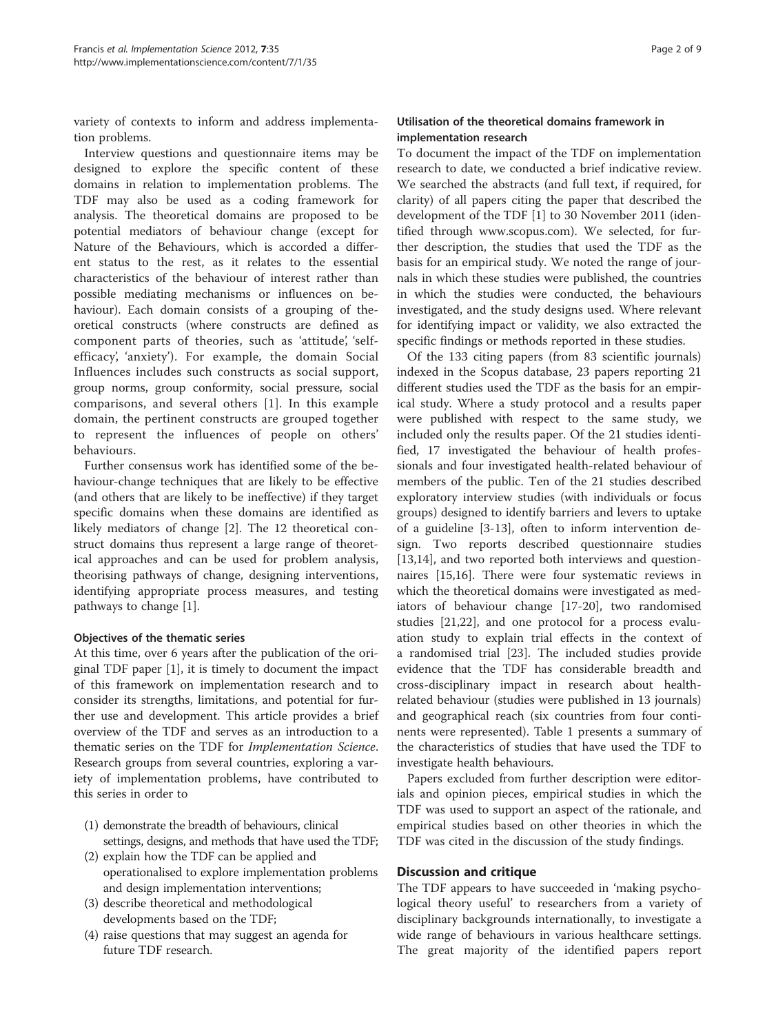variety of contexts to inform and address implementation problems.

Interview questions and questionnaire items may be designed to explore the specific content of these domains in relation to implementation problems. The TDF may also be used as a coding framework for analysis. The theoretical domains are proposed to be potential mediators of behaviour change (except for Nature of the Behaviours, which is accorded a different status to the rest, as it relates to the essential characteristics of the behaviour of interest rather than possible mediating mechanisms or influences on behaviour). Each domain consists of a grouping of theoretical constructs (where constructs are defined as component parts of theories, such as 'attitude', 'self-efficacy', 'anxiety'). For example, the domain Social Influences includes such constructs as social support, group norms, group conformity, social pressure, social comparisons, and several others [1]. In this example domain, the pertinent constructs are grouped together to represent the influences of people on others' behaviours.

Further consensus work has identified some of the behaviour-change techniques that are likely to be effective (and others that are likely to be ineffective) if they target specific domains when these domains are identified as likely mediators of change [2]. The 12 theoretical construct domains thus represent a large range of theoretical approaches and can be used for problem analysis, theorising pathways of change, designing interventions, identifying appropriate process measures, and testing pathways to change [1].

### Objectives of the thematic series

At this time, over 6 years after the publication of the original TDF paper [1], it is timely to document the impact of this framework on implementation research and to consider its strengths, limitations, and potential for further use and development. This article provides a brief overview of the TDF and serves as an introduction to a thematic series on the TDF for *Implementation Science*. Research groups from several countries, exploring a variety of implementation problems, have contributed to this series in order to

(1) demonstrate the breadth of behaviours, clinical settings, designs, and methods that have used the TDF;
(2) explain how the TDF can be applied and operationalised to explore implementation problems and design implementation interventions;
(3) describe theoretical and methodological developments based on the TDF;
(4) raise questions that may suggest an agenda for future TDF research.

### Utilisation of the theoretical domains framework in implementation research

To document the impact of the TDF on implementation research to date, we conducted a brief indicative review. We searched the abstracts (and full text, if required, for clarity) of all papers citing the paper that described the development of the TDF [1] to 30 November 2011 (identified through www.scopus.com). We selected, for further description, the studies that used the TDF as the basis for an empirical study. We noted the range of journals in which these studies were published, the countries in which the studies were conducted, the behaviours investigated, and the study designs used. Where relevant for identifying impact or validity, we also extracted the specific findings or methods reported in these studies.

Of the 133 citing papers (from 83 scientific journals) indexed in the Scopus database, 23 papers reporting 21 different studies used the TDF as the basis for an empirical study. Where a study protocol and a results paper were published with respect to the same study, we included only the results paper. Of the 21 studies identified, 17 investigated the behaviour of health professionals and four investigated health-related behaviour of members of the public. Ten of the 21 studies described exploratory interview studies (with individuals or focus groups) designed to identify barriers and levers to uptake of a guideline [3-13], often to inform intervention design. Two reports described questionnaire studies [13,14], and two reported both interviews and questionnaires [15,16]. There were four systematic reviews in which the theoretical domains were investigated as mediators of behaviour change [17-20], two randomised studies [21,22], and one protocol for a process evaluation study to explain trial effects in the context of a randomised trial [23]. The included studies provide evidence that the TDF has considerable breadth and cross-disciplinary impact in research about health-related behaviour (studies were published in 13 journals) and geographical reach (six countries from four continents were represented). Table 1 presents a summary of the characteristics of studies that have used the TDF to investigate health behaviours.

Papers excluded from further description were editorials and opinion pieces, empirical studies in which the TDF was used to support an aspect of the rationale, and empirical studies based on other theories in which the TDF was cited in the discussion of the study findings.

## Discussion and critique

The TDF appears to have succeeded in 'making psychological theory useful' to researchers from a variety of disciplinary backgrounds internationally, to investigate a wide range of behaviours in various healthcare settings. The great majority of the identified papers report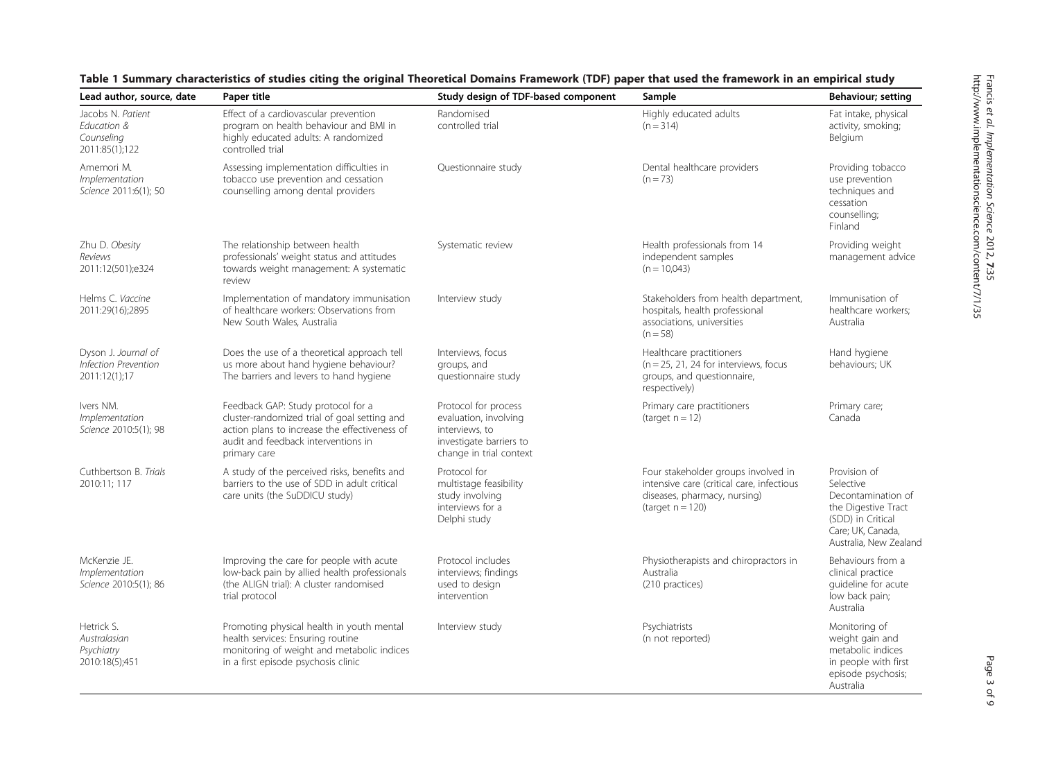**Table 1 Summary characteristics of studies citing the original Theoretical Domains Framework (TDF) paper that used the framework in an empirical study**

| Lead author, source, date | Paper title | Study design of TDF-based component | Sample | Behaviour; setting |
|---|---|---|---|---|
| Jacobs N. *Patient Education & Counseling* 2011:85(1);122 | Effect of a cardiovascular prevention program on health behaviour and BMI in highly educated adults: A randomized controlled trial | Randomised controlled trial | Highly educated adults (n = 314) | Fat intake, physical activity, smoking; Belgium |
| Amemori M. *Implementation Science* 2011:6(1); 50 | Assessing implementation difficulties in tobacco use prevention and cessation counselling among dental providers | Questionnaire study | Dental healthcare providers (n = 73) | Providing tobacco use prevention techniques and cessation counselling; Finland |
| Zhu D. *Obesity Reviews* 2011:12(501);e324 | The relationship between health professionals' weight status and attitudes towards weight management: A systematic review | Systematic review | Health professionals from 14 independent samples (n = 10,043) | Providing weight management advice |
| Helms C. *Vaccine* 2011:29(16);2895 | Implementation of mandatory immunisation of healthcare workers: Observations from New South Wales, Australia | Interview study | Stakeholders from health department, hospitals, health professional associations, universities (n = 58) | Immunisation of healthcare workers; Australia |
| Dyson J. *Journal of Infection Prevention* 2011:12(1);17 | Does the use of a theoretical approach tell us more about hand hygiene behaviour? The barriers and levers to hand hygiene | Interviews, focus groups, and questionnaire study | Healthcare practitioners (n = 25, 21, 24 for interviews, focus groups, and questionnaire, respectively) | Hand hygiene behaviours; UK |
| Ivers NM. *Implementation Science* 2010:5(1); 98 | Feedback GAP: Study protocol for a cluster-randomized trial of goal setting and action plans to increase the effectiveness of audit and feedback interventions in primary care | Protocol for process evaluation, involving interviews, to investigate barriers to change in trial context | Primary care practitioners (target n = 12) | Primary care; Canada |
| Cuthbertson B. *Trials* 2010:11; 117 | A study of the perceived risks, benefits and barriers to the use of SDD in adult critical care units (the SuDDICU study) | Protocol for multistage feasibility study involving interviews for a Delphi study | Four stakeholder groups involved in intensive care (critical care, infectious diseases, pharmacy, nursing) (target n = 120) | Provision of Selective Decontamination of the Digestive Tract (SDD) in Critical Care; UK, Canada, Australia, New Zealand |
| McKenzie JE. *Implementation Science* 2010:5(1); 86 | Improving the care for people with acute low-back pain by allied health professionals (the ALIGN trial): A cluster randomised trial protocol | Protocol includes interviews; findings used to design intervention | Physiotherapists and chiropractors in Australia (210 practices) | Behaviours from a clinical practice guideline for acute low back pain; Australia |
| Hetrick S. *Australasian Psychiatry* 2010:18(5);451 | Promoting physical health in youth mental health services: Ensuring routine monitoring of weight and metabolic indices in a first episode psychosis clinic | Interview study | Psychiatrists (n not reported) | Monitoring of weight gain and metabolic indices in people with first episode psychosis; Australia |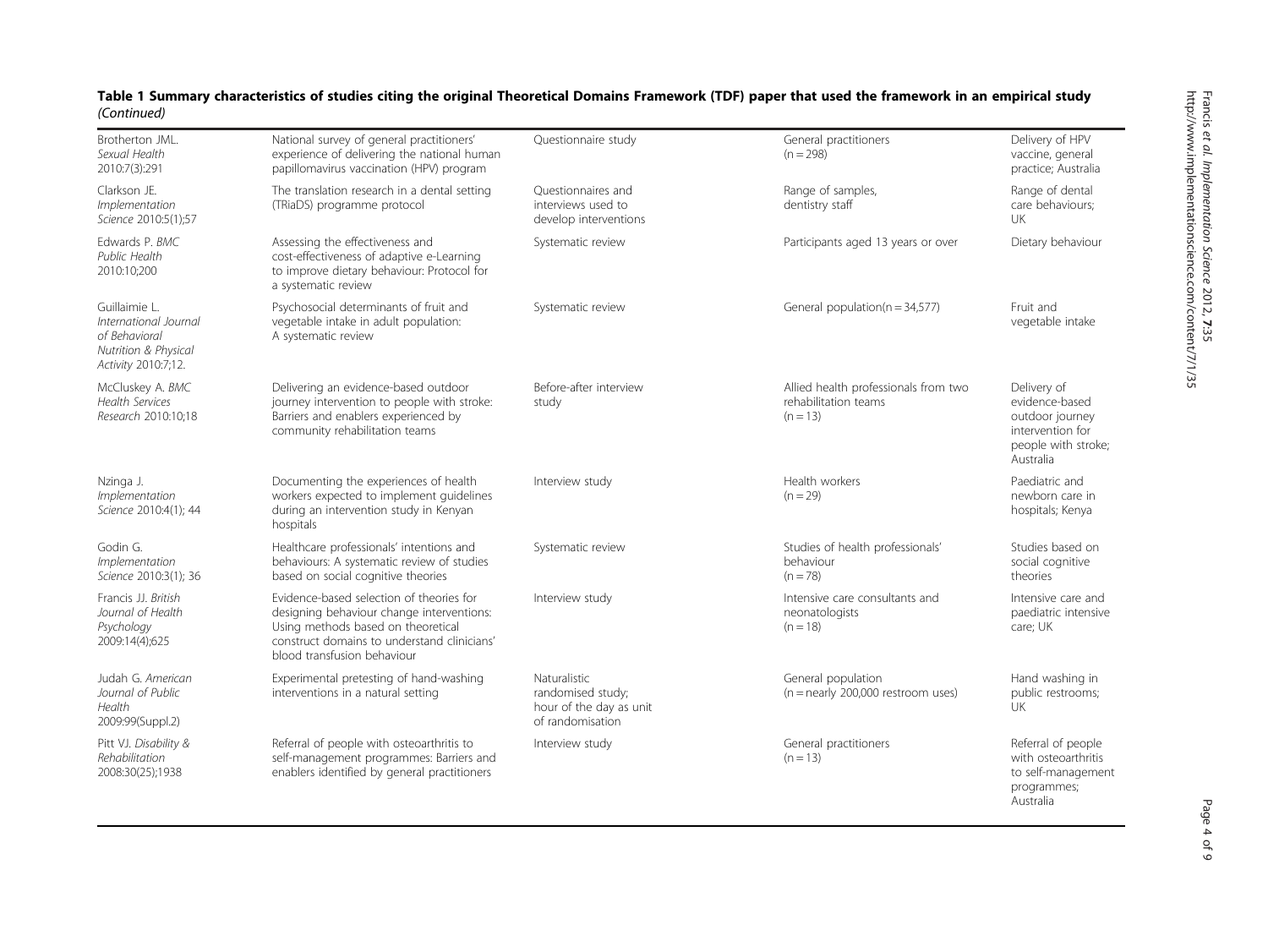**Table 1 Summary characteristics of studies citing the original Theoretical Domains Framework (TDF) paper that used the framework in an empirical study** *(Continued)*

| | | | | |
|---|---|---|---|---|
| Brotherton JML. *Sexual Health* 2010:7(3):291 | National survey of general practitioners' experience of delivering the national human papillomavirus vaccination (HPV) program | Questionnaire study | General practitioners (n = 298) | Delivery of HPV vaccine, general practice; Australia |
| Clarkson JE. *Implementation Science* 2010:5(1);57 | The translation research in a dental setting (TRiaDS) programme protocol | Questionnaires and interviews used to develop interventions | Range of samples, dentistry staff | Range of dental care behaviours; UK |
| Edwards P. *BMC Public Health* 2010:10;200 | Assessing the effectiveness and cost-effectiveness of adaptive e-Learning to improve dietary behaviour: Protocol for a systematic review | Systematic review | Participants aged 13 years or over | Dietary behaviour |
| Guillaimie L. *International Journal of Behavioral Nutrition & Physical Activity* 2010:7;12. | Psychosocial determinants of fruit and vegetable intake in adult population: A systematic review | Systematic review | General population(n = 34,577) | Fruit and vegetable intake |
| McCluskey A. *BMC Health Services Research* 2010:10;18 | Delivering an evidence-based outdoor journey intervention to people with stroke: Barriers and enablers experienced by community rehabilitation teams | Before-after interview study | Allied health professionals from two rehabilitation teams (n = 13) | Delivery of evidence-based outdoor journey intervention for people with stroke; Australia |
| Nzinga J. *Implementation Science* 2010:4(1); 44 | Documenting the experiences of health workers expected to implement guidelines during an intervention study in Kenyan hospitals | Interview study | Health workers (n = 29) | Paediatric and newborn care in hospitals; Kenya |
| Godin G. *Implementation Science* 2010:3(1); 36 | Healthcare professionals' intentions and behaviours: A systematic review of studies based on social cognitive theories | Systematic review | Studies of health professionals' behaviour (n = 78) | Studies based on social cognitive theories |
| Francis JJ. *British Journal of Health Psychology* 2009:14(4);625 | Evidence-based selection of theories for designing behaviour change interventions: Using methods based on theoretical construct domains to understand clinicians' blood transfusion behaviour | Interview study | Intensive care consultants and neonatologists (n = 18) | Intensive care and paediatric intensive care; UK |
| Judah G. *American Journal of Public Health* 2009:99(Suppl.2) | Experimental pretesting of hand-washing interventions in a natural setting | Naturalistic randomised study; hour of the day as unit of randomisation | General population (n = nearly 200,000 restroom uses) | Hand washing in public restrooms; UK |
| Pitt VJ. *Disability & Rehabilitation* 2008:30(25);1938 | Referral of people with osteoarthritis to self-management programmes: Barriers and enablers identified by general practitioners | Interview study | General practitioners (n = 13) | Referral of people with osteoarthritis to self-management programmes; Australia |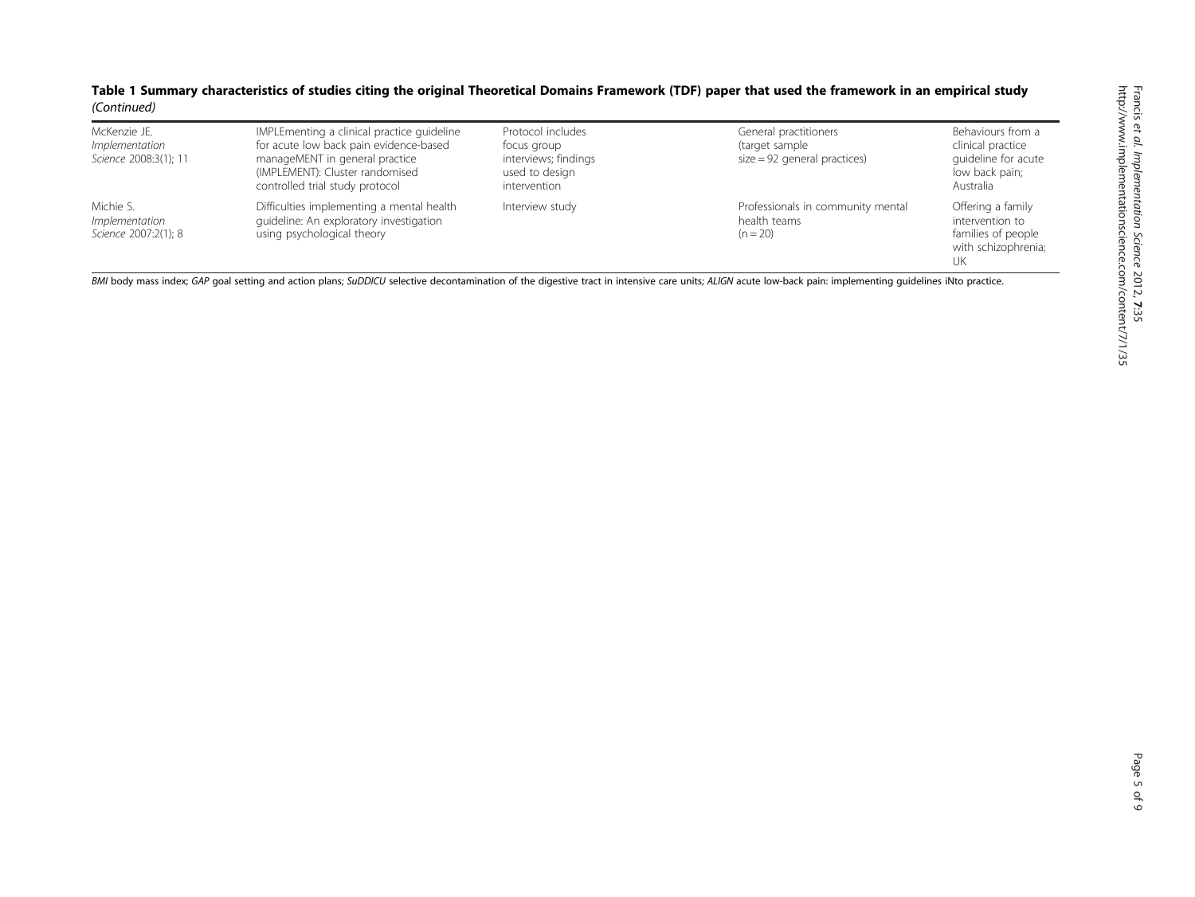**Table 1 Summary characteristics of studies citing the original Theoretical Domains Framework (TDF) paper that used the framework in an empirical study** *(Continued)*

| | | | | |
|---|---|---|---|---|
| McKenzie JE. *Implementation Science* 2008:3(1); 11 | IMPLEmenting a clinical practice guideline for acute low back pain evidence-based manageMENT in general practice (IMPLEMENT): Cluster randomised controlled trial study protocol | Protocol includes focus group interviews; findings used to design intervention | General practitioners (target sample size = 92 general practices) | Behaviours from a clinical practice guideline for acute low back pain; Australia |
| Michie S. *Implementation Science* 2007:2(1); 8 | Difficulties implementing a mental health guideline: An exploratory investigation using psychological theory | Interview study | Professionals in community mental health teams (n = 20) | Offering a family intervention to families of people with schizophrenia; UK |

*BMI* body mass index; *GAP* goal setting and action plans; *SuDDICU* selective decontamination of the digestive tract in intensive care units; *ALIGN* acute low-back pain: implementing guidelines iNto practice.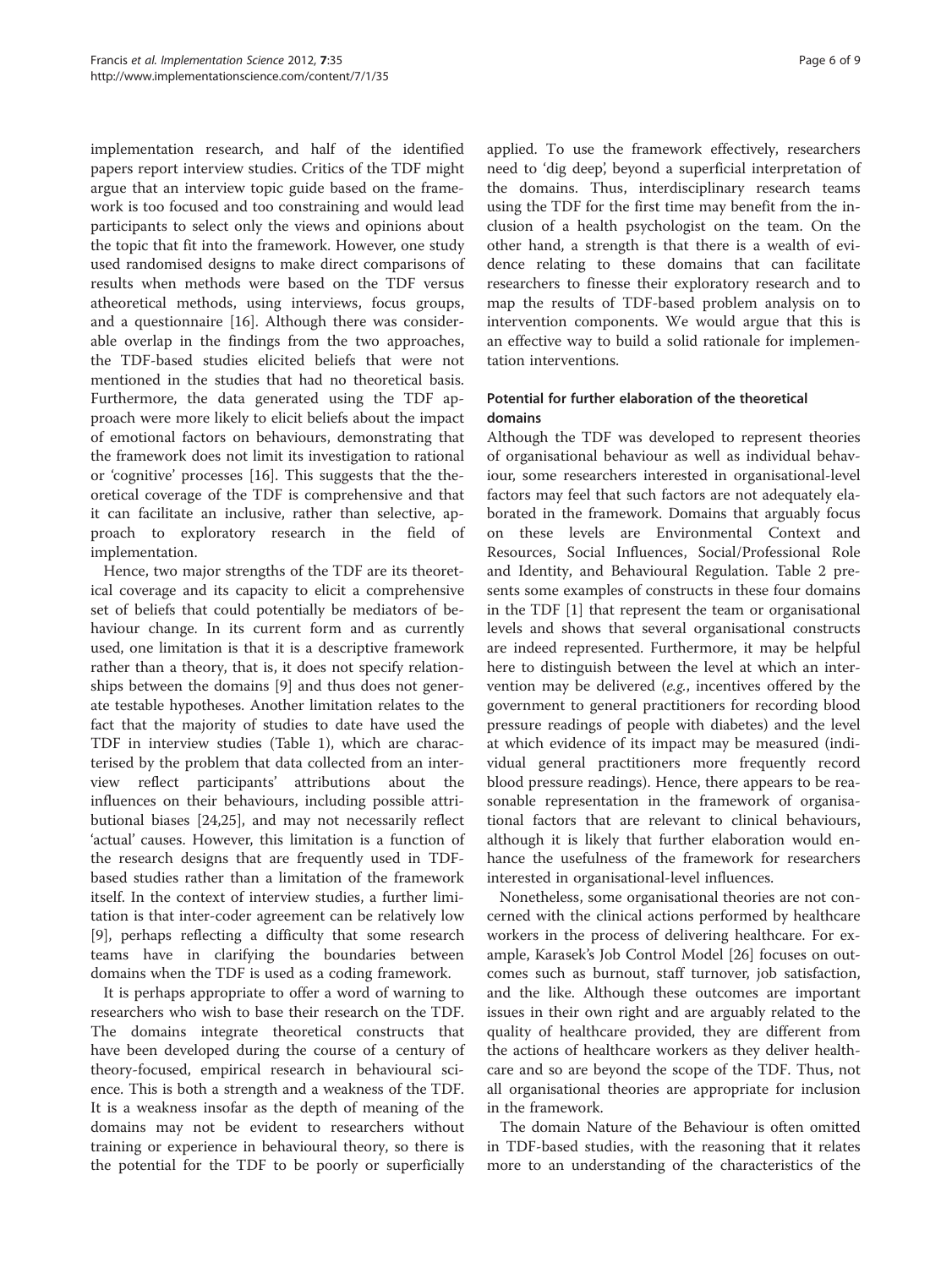implementation research, and half of the identified papers report interview studies. Critics of the TDF might argue that an interview topic guide based on the framework is too focused and too constraining and would lead participants to select only the views and opinions about the topic that fit into the framework. However, one study used randomised designs to make direct comparisons of results when methods were based on the TDF versus atheoretical methods, using interviews, focus groups, and a questionnaire [16]. Although there was considerable overlap in the findings from the two approaches, the TDF-based studies elicited beliefs that were not mentioned in the studies that had no theoretical basis. Furthermore, the data generated using the TDF approach were more likely to elicit beliefs about the impact of emotional factors on behaviours, demonstrating that the framework does not limit its investigation to rational or 'cognitive' processes [16]. This suggests that the theoretical coverage of the TDF is comprehensive and that it can facilitate an inclusive, rather than selective, approach to exploratory research in the field of implementation.

Hence, two major strengths of the TDF are its theoretical coverage and its capacity to elicit a comprehensive set of beliefs that could potentially be mediators of behaviour change. In its current form and as currently used, one limitation is that it is a descriptive framework rather than a theory, that is, it does not specify relationships between the domains [9] and thus does not generate testable hypotheses. Another limitation relates to the fact that the majority of studies to date have used the TDF in interview studies (Table 1), which are characterised by the problem that data collected from an interview reflect participants' attributions about the influences on their behaviours, including possible attributional biases [24,25], and may not necessarily reflect 'actual' causes. However, this limitation is a function of the research designs that are frequently used in TDF-based studies rather than a limitation of the framework itself. In the context of interview studies, a further limitation is that inter-coder agreement can be relatively low [9], perhaps reflecting a difficulty that some research teams have in clarifying the boundaries between domains when the TDF is used as a coding framework.

It is perhaps appropriate to offer a word of warning to researchers who wish to base their research on the TDF. The domains integrate theoretical constructs that have been developed during the course of a century of theory-focused, empirical research in behavioural science. This is both a strength and a weakness of the TDF. It is a weakness insofar as the depth of meaning of the domains may not be evident to researchers without training or experience in behavioural theory, so there is the potential for the TDF to be poorly or superficially applied. To use the framework effectively, researchers need to 'dig deep', beyond a superficial interpretation of the domains. Thus, interdisciplinary research teams using the TDF for the first time may benefit from the inclusion of a health psychologist on the team. On the other hand, a strength is that there is a wealth of evidence relating to these domains that can facilitate researchers to finesse their exploratory research and to map the results of TDF-based problem analysis on to intervention components. We would argue that this is an effective way to build a solid rationale for implementation interventions.

### Potential for further elaboration of the theoretical domains

Although the TDF was developed to represent theories of organisational behaviour as well as individual behaviour, some researchers interested in organisational-level factors may feel that such factors are not adequately elaborated in the framework. Domains that arguably focus on these levels are Environmental Context and Resources, Social Influences, Social/Professional Role and Identity, and Behavioural Regulation. Table 2 presents some examples of constructs in these four domains in the TDF [1] that represent the team or organisational levels and shows that several organisational constructs are indeed represented. Furthermore, it may be helpful here to distinguish between the level at which an intervention may be delivered (*e.g.*, incentives offered by the government to general practitioners for recording blood pressure readings of people with diabetes) and the level at which evidence of its impact may be measured (individual general practitioners more frequently record blood pressure readings). Hence, there appears to be reasonable representation in the framework of organisational factors that are relevant to clinical behaviours, although it is likely that further elaboration would enhance the usefulness of the framework for researchers interested in organisational-level influences.

Nonetheless, some organisational theories are not concerned with the clinical actions performed by healthcare workers in the process of delivering healthcare. For example, Karasek's Job Control Model [26] focuses on outcomes such as burnout, staff turnover, job satisfaction, and the like. Although these outcomes are important issues in their own right and are arguably related to the quality of healthcare provided, they are different from the actions of healthcare workers as they deliver healthcare and so are beyond the scope of the TDF. Thus, not all organisational theories are appropriate for inclusion in the framework.

The domain Nature of the Behaviour is often omitted in TDF-based studies, with the reasoning that it relates more to an understanding of the characteristics of the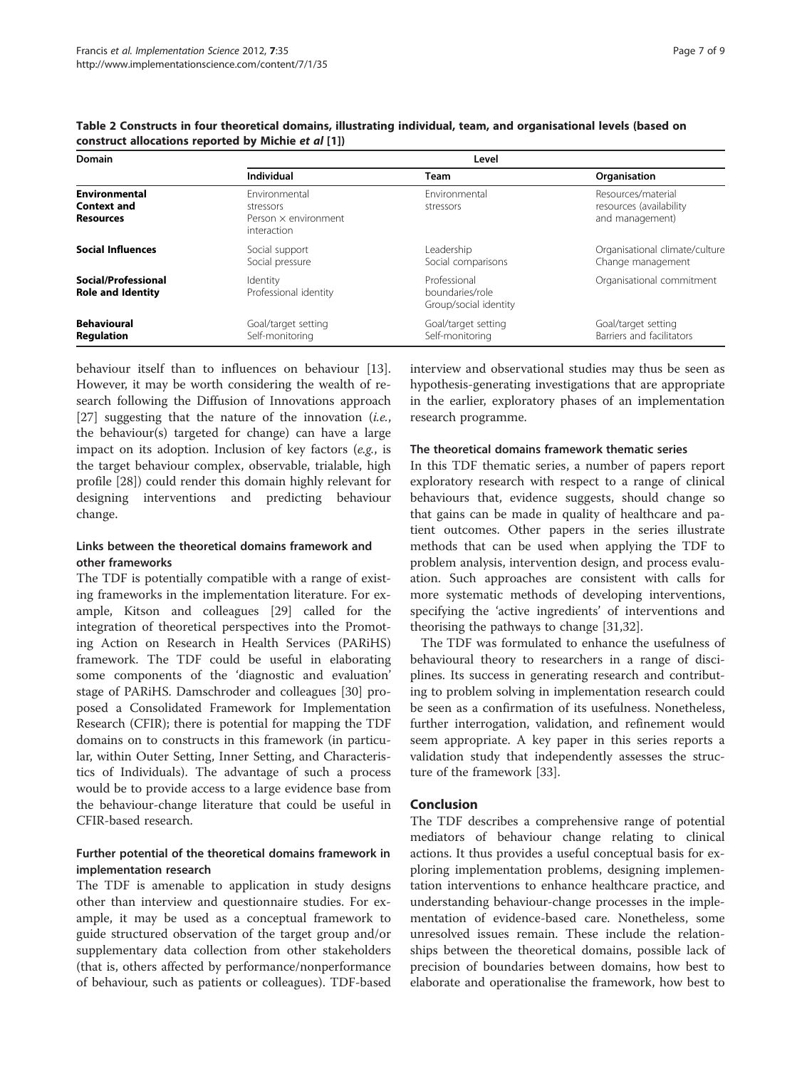**Table 2 Constructs in four theoretical domains, illustrating individual, team, and organisational levels (based on construct allocations reported by Michie *et al* [1])**

| Domain | Level | | |
|---|---|---|---|
| | **Individual** | **Team** | **Organisation** |
| **Environmental Context and Resources** | Environmental stressors<br>Person × environment interaction | Environmental stressors | Resources/material resources (availability and management) |
| **Social Influences** | Social support<br>Social pressure | Leadership<br>Social comparisons | Organisational climate/culture<br>Change management |
| **Social/Professional Role and Identity** | Identity<br>Professional identity | Professional boundaries/role<br>Group/social identity | Organisational commitment |
| **Behavioural Regulation** | Goal/target setting<br>Self-monitoring | Goal/target setting<br>Self-monitoring | Goal/target setting<br>Barriers and facilitators |

behaviour itself than to influences on behaviour [13]. However, it may be worth considering the wealth of research following the Diffusion of Innovations approach [27] suggesting that the nature of the innovation (*i.e.*, the behaviour(s) targeted for change) can have a large impact on its adoption. Inclusion of key factors (*e.g.*, is the target behaviour complex, observable, trialable, high profile [28]) could render this domain highly relevant for designing interventions and predicting behaviour change.

### Links between the theoretical domains framework and other frameworks

The TDF is potentially compatible with a range of existing frameworks in the implementation literature. For example, Kitson and colleagues [29] called for the integration of theoretical perspectives into the Promoting Action on Research in Health Services (PARiHS) framework. The TDF could be useful in elaborating some components of the 'diagnostic and evaluation' stage of PARiHS. Damschroder and colleagues [30] proposed a Consolidated Framework for Implementation Research (CFIR); there is potential for mapping the TDF domains on to constructs in this framework (in particular, within Outer Setting, Inner Setting, and Characteristics of Individuals). The advantage of such a process would be to provide access to a large evidence base from the behaviour-change literature that could be useful in CFIR-based research.

### Further potential of the theoretical domains framework in implementation research

The TDF is amenable to application in study designs other than interview and questionnaire studies. For example, it may be used as a conceptual framework to guide structured observation of the target group and/or supplementary data collection from other stakeholders (that is, others affected by performance/nonperformance of behaviour, such as patients or colleagues). TDF-based interview and observational studies may thus be seen as hypothesis-generating investigations that are appropriate in the earlier, exploratory phases of an implementation research programme.

### The theoretical domains framework thematic series

In this TDF thematic series, a number of papers report exploratory research with respect to a range of clinical behaviours that, evidence suggests, should change so that gains can be made in quality of healthcare and patient outcomes. Other papers in the series illustrate methods that can be used when applying the TDF to problem analysis, intervention design, and process evaluation. Such approaches are consistent with calls for more systematic methods of developing interventions, specifying the 'active ingredients' of interventions and theorising the pathways to change [31,32].

The TDF was formulated to enhance the usefulness of behavioural theory to researchers in a range of disciplines. Its success in generating research and contributing to problem solving in implementation research could be seen as a confirmation of its usefulness. Nonetheless, further interrogation, validation, and refinement would seem appropriate. A key paper in this series reports a validation study that independently assesses the structure of the framework [33].

## Conclusion

The TDF describes a comprehensive range of potential mediators of behaviour change relating to clinical actions. It thus provides a useful conceptual basis for exploring implementation problems, designing implementation interventions to enhance healthcare practice, and understanding behaviour-change processes in the implementation of evidence-based care. Nonetheless, some unresolved issues remain. These include the relationships between the theoretical domains, possible lack of precision of boundaries between domains, how best to elaborate and operationalise the framework, how best to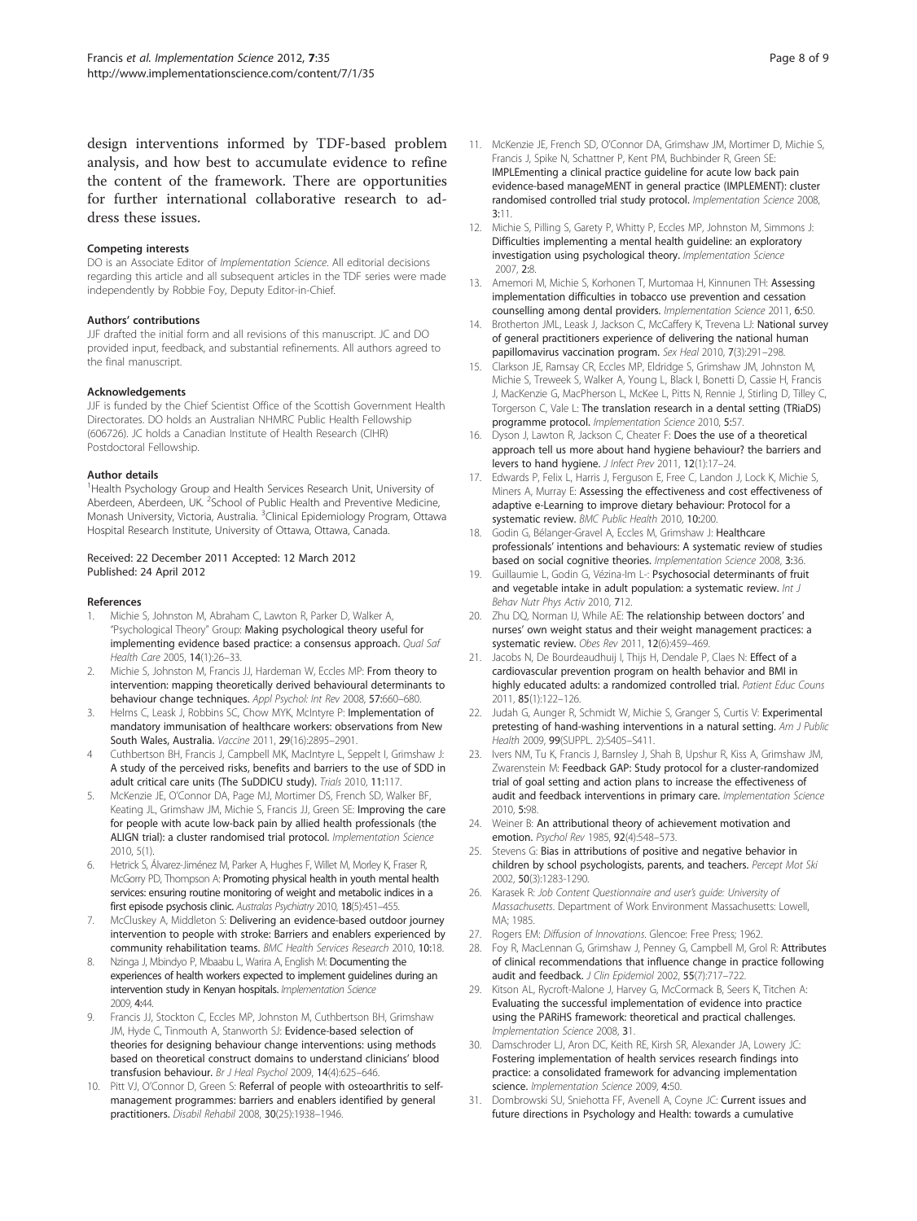design interventions informed by TDF-based problem analysis, and how best to accumulate evidence to refine the content of the framework. There are opportunities for further international collaborative research to address these issues.

#### Competing interests

DO is an Associate Editor of *Implementation Science*. All editorial decisions regarding this article and all subsequent articles in the TDF series were made independently by Robbie Foy, Deputy Editor-in-Chief.

#### Authors' contributions

JJF drafted the initial form and all revisions of this manuscript. JC and DO provided input, feedback, and substantial refinements. All authors agreed to the final manuscript.

#### Acknowledgements

JJF is funded by the Chief Scientist Office of the Scottish Government Health Directorates. DO holds an Australian NHMRC Public Health Fellowship (606726). JC holds a Canadian Institute of Health Research (CIHR) Postdoctoral Fellowship.

#### Author details

[1]Health Psychology Group and Health Services Research Unit, University of Aberdeen, Aberdeen, UK. [2]School of Public Health and Preventive Medicine, Monash University, Victoria, Australia. [3]Clinical Epidemiology Program, Ottawa Hospital Research Institute, University of Ottawa, Ottawa, Canada.

Received: 22 December 2011 Accepted: 12 March 2012
Published: 24 April 2012

#### References

1. Michie S, Johnston M, Abraham C, Lawton R, Parker D, Walker A, "Psychological Theory" Group: **Making psychological theory useful for implementing evidence based practice: a consensus approach.** *Qual Saf Health Care* 2005, **14**(1):26–33.
2. Michie S, Johnston M, Francis JJ, Hardeman W, Eccles MP: **From theory to intervention: mapping theoretically derived behavioural determinants to behaviour change techniques.** *Appl Psychol: Int Rev* 2008, **57**:660–680.
3. Helms C, Leask J, Robbins SC, Chow MYK, McIntyre P: **Implementation of mandatory immunisation of healthcare workers: observations from New South Wales, Australia.** *Vaccine* 2011, **29**(16):2895–2901.
4. Cuthbertson BH, Francis J, Campbell MK, MacIntyre L, Seppelt I, Grimshaw J: **A study of the perceived risks, benefits and barriers to the use of SDD in adult critical care units (The SuDDICU study).** *Trials* 2010, **11**:117.
5. McKenzie JE, O'Connor DA, Page MJ, Mortimer DS, French SD, Walker BF, Keating JL, Grimshaw JM, Michie S, Francis JJ, Green SE: **Improving the care for people with acute low-back pain by allied health professionals (the ALIGN trial): a cluster randomised trial protocol.** *Implementation Science* 2010, 5(1).
6. Hetrick S, Álvarez-Jiménez M, Parker A, Hughes F, Willet M, Morley K, Fraser R, McGorry PD, Thompson A: **Promoting physical health in youth mental health services: ensuring routine monitoring of weight and metabolic indices in a first episode psychosis clinic.** *Australas Psychiatry* 2010, **18**(5):451–455.
7. McCluskey A, Middleton S: **Delivering an evidence-based outdoor journey intervention to people with stroke: Barriers and enablers experienced by community rehabilitation teams.** *BMC Health Services Research* 2010, **10**:18.
8. Nzinga J, Mbindyo P, Mbaabu L, Warira A, English M: **Documenting the experiences of health workers expected to implement guidelines during an intervention study in Kenyan hospitals.** *Implementation Science* 2009, **4**:44.
9. Francis JJ, Stockton C, Eccles MP, Johnston M, Cuthbertson BH, Grimshaw JM, Hyde C, Tinmouth A, Stanworth SJ: **Evidence-based selection of theories for designing behaviour change interventions: using methods based on theoretical construct domains to understand clinicians' blood transfusion behaviour.** *Br J Heal Psychol* 2009, **14**(4):625–646.
10. Pitt VJ, O'Connor D, Green S: **Referral of people with osteoarthritis to self-management programmes: barriers and enablers identified by general practitioners.** *Disabil Rehabil* 2008, **30**(25):1938–1946.
11. McKenzie JE, French SD, O'Connor DA, Grimshaw JM, Mortimer D, Michie S, Francis J, Spike N, Schattner P, Kent PM, Buchbinder R, Green SE: **IMPLEmenting a clinical practice guideline for acute low back pain evidence-based manageMENT in general practice (IMPLEMENT): cluster randomised controlled trial study protocol.** *Implementation Science* 2008, **3**:11.
12. Michie S, Pilling S, Garety P, Whitty P, Eccles MP, Johnston M, Simmons J: **Difficulties implementing a mental health guideline: an exploratory investigation using psychological theory.** *Implementation Science* 2007, **2**:8.
13. Amemori M, Michie S, Korhonen T, Murtomaa H, Kinnunen TH: **Assessing implementation difficulties in tobacco use prevention and cessation counselling among dental providers.** *Implementation Science* 2011, **6**:50.
14. Brotherton JML, Leask J, Jackson C, McCaffery K, Trevena LJ: **National survey of general practitioners experience of delivering the national human papillomavirus vaccination program.** *Sex Heal* 2010, **7**(3):291–298.
15. Clarkson JE, Ramsay CR, Eccles MP, Eldridge S, Grimshaw JM, Johnston M, Michie S, Treweek S, Walker A, Young L, Black I, Bonetti D, Cassie H, Francis J, MacKenzie G, MacPherson L, McKee L, Pitts N, Rennie J, Stirling D, Tilley C, Torgerson C, Vale L: **The translation research in a dental setting (TRiaDS) programme protocol.** *Implementation Science* 2010, **5**:57.
16. Dyson J, Lawton R, Jackson C, Cheater F: **Does the use of a theoretical approach tell us more about hand hygiene behaviour? the barriers and levers to hand hygiene.** *J Infect Prev* 2011, **12**(1):17–24.
17. Edwards P, Felix L, Harris J, Ferguson E, Free C, Landon J, Lock K, Michie S, Miners A, Murray E: **Assessing the effectiveness and cost effectiveness of adaptive e-Learning to improve dietary behaviour: Protocol for a systematic review.** *BMC Public Health* 2010, **10**:200.
18. Godin G, Bélanger-Gravel A, Eccles M, Grimshaw J: **Healthcare professionals' intentions and behaviours: A systematic review of studies based on social cognitive theories.** *Implementation Science* 2008, **3**:36.
19. Guillaumie L, Godin G, Vézina-Im L-: **Psychosocial determinants of fruit and vegetable intake in adult population: a systematic review.** *Int J Behav Nutr Phys Activ* 2010, **7**12.
20. Zhu DQ, Norman IJ, While AE: **The relationship between doctors' and nurses' own weight status and their weight management practices: a systematic review.** *Obes Rev* 2011, **12**(6):459–469.
21. Jacobs N, De Bourdeaudhuij I, Thijs H, Dendale P, Claes N: **Effect of a cardiovascular prevention program on health behavior and BMI in highly educated adults: a randomized controlled trial.** *Patient Educ Couns* 2011, **85**(1):122–126.
22. Judah G, Aunger R, Schmidt W, Michie S, Granger S, Curtis V: **Experimental pretesting of hand-washing interventions in a natural setting.** *Am J Public Health* 2009, **99**(SUPPL. 2):S405–S411.
23. Ivers NM, Tu K, Francis J, Barnsley J, Shah B, Upshur R, Kiss A, Grimshaw JM, Zwarenstein M: **Feedback GAP: Study protocol for a cluster-randomized trial of goal setting and action plans to increase the effectiveness of audit and feedback interventions in primary care.** *Implementation Science* 2010, **5**:98.
24. Weiner B: **An attributional theory of achievement motivation and emotion.** *Psychol Rev* 1985, **92**(4):548–573.
25. Stevens G: **Bias in attributions of positive and negative behavior in children by school psychologists, parents, and teachers.** *Percept Mot Ski* 2002, **50**(3):1283-1290.
26. Karasek R: *Job Content Questionnaire and user's guide: University of Massachusetts*. Department of Work Environment Massachusetts: Lowell, MA; 1985.
27. Rogers EM: *Diffusion of Innovations*. Glencoe: Free Press; 1962.
28. Foy R, MacLennan G, Grimshaw J, Penney G, Campbell M, Grol R: **Attributes of clinical recommendations that influence change in practice following audit and feedback.** *J Clin Epidemiol* 2002, **55**(7):717–722.
29. Kitson AL, Rycroft-Malone J, Harvey G, McCormack B, Seers K, Titchen A: **Evaluating the successful implementation of evidence into practice using the PARiHS framework: theoretical and practical challenges.** *Implementation Science* 2008, **3**1.
30. Damschroder LJ, Aron DC, Keith RE, Kirsh SR, Alexander JA, Lowery JC: **Fostering implementation of health services research findings into practice: a consolidated framework for advancing implementation science.** *Implementation Science* 2009, **4**:50.
31. Dombrowski SU, Sniehotta FF, Avenell A, Coyne JC: **Current issues and future directions in Psychology and Health: towards a cumulative**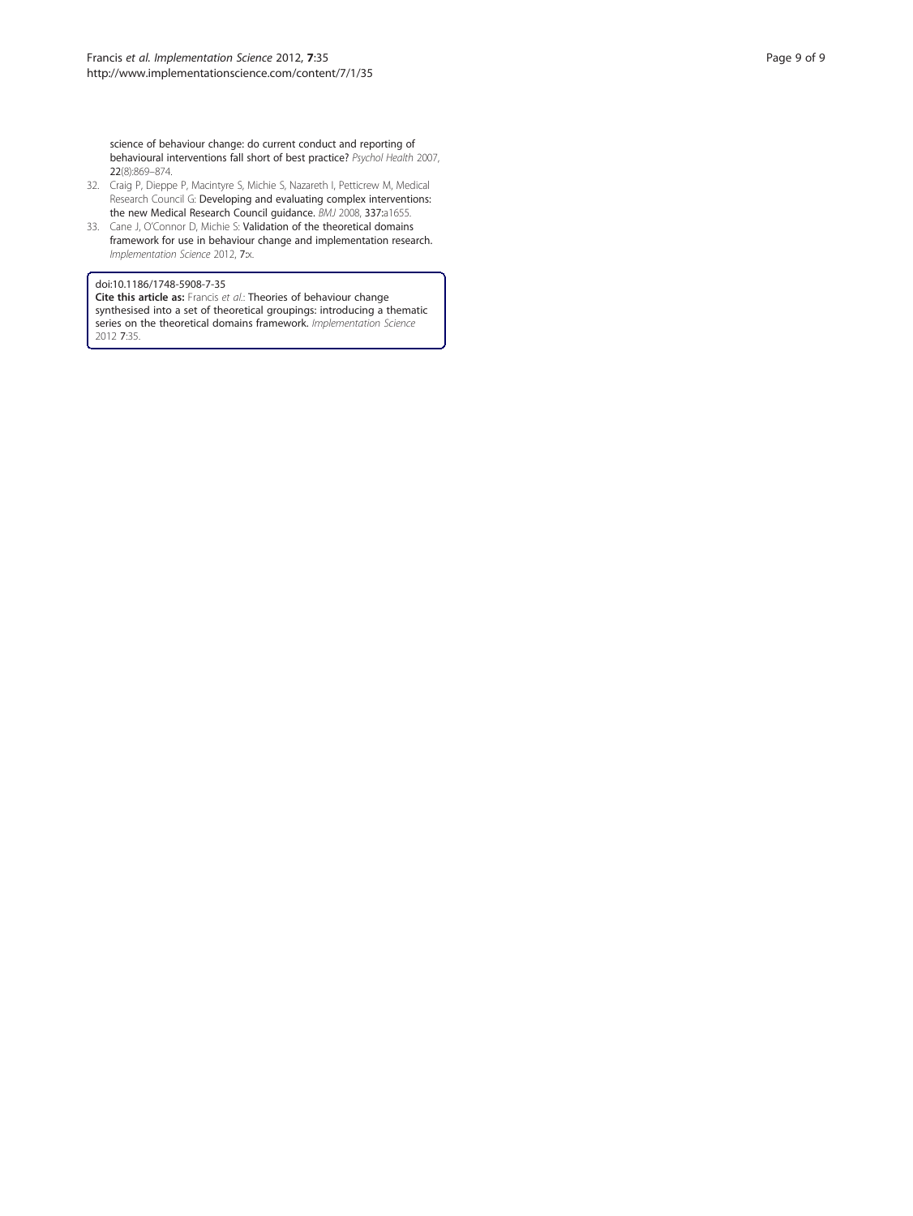science of behaviour change: do current conduct and reporting of behavioural interventions fall short of best practice? *Psychol Health* 2007, **22**(8):869–874.

32. Craig P, Dieppe P, Macintyre S, Michie S, Nazareth I, Petticrew M, Medical Research Council G: **Developing and evaluating complex interventions: the new Medical Research Council guidance.** *BMJ* 2008, **337:**a1655.
33. Cane J, O'Connor D, Michie S: **Validation of the theoretical domains framework for use in behaviour change and implementation research.** *Implementation Science* 2012, **7:**x.

doi:10.1186/1748-5908-7-35
**Cite this article as:** Francis *et al.*: Theories of behaviour change synthesised into a set of theoretical groupings: introducing a thematic series on the theoretical domains framework. *Implementation Science* 2012 **7**:35.